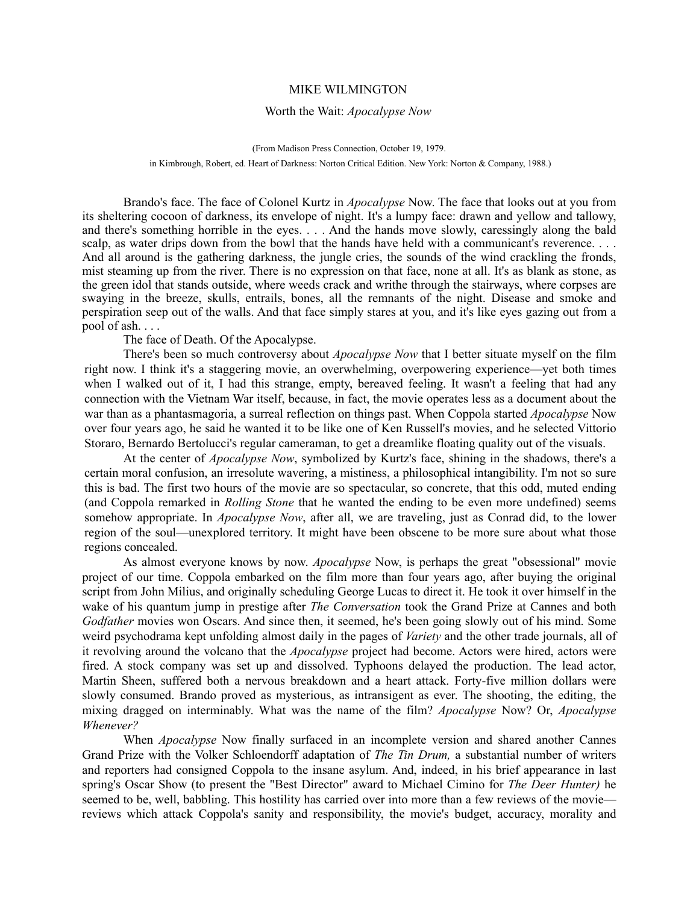# MIKE WILMINGTON

## Worth the Wait: *Apocalypse Now*

(From Madison Press Connection, October 19, 1979.
in Kimbrough, Robert, ed. Heart of Darkness: Norton Critical Edition. New York: Norton & Company, 1988.)

Brando's face. The face of Colonel Kurtz in *Apocalypse* Now. The face that looks out at you from its sheltering cocoon of darkness, its envelope of night. It's a lumpy face: drawn and yellow and tallowy, and there's something horrible in the eyes. . . . And the hands move slowly, caressingly along the bald scalp, as water drips down from the bowl that the hands have held with a communicant's reverence. . . . And all around is the gathering darkness, the jungle cries, the sounds of the wind crackling the fronds, mist steaming up from the river. There is no expression on that face, none at all. It's as blank as stone, as the green idol that stands outside, where weeds crack and writhe through the stairways, where corpses are swaying in the breeze, skulls, entrails, bones, all the remnants of the night. Disease and smoke and perspiration seep out of the walls. And that face simply stares at you, and it's like eyes gazing out from a pool of ash. . . .

The face of Death. Of the Apocalypse.

There's been so much controversy about *Apocalypse Now* that I better situate myself on the film right now. I think it's a staggering movie, an overwhelming, overpowering experience—yet both times when I walked out of it, I had this strange, empty, bereaved feeling. It wasn't a feeling that had any connection with the Vietnam War itself, because, in fact, the movie operates less as a document about the war than as a phantasmagoria, a surreal reflection on things past. When Coppola started *Apocalypse* Now over four years ago, he said he wanted it to be like one of Ken Russell's movies, and he selected Vittorio Storaro, Bernardo Bertolucci's regular cameraman, to get a dreamlike floating quality out of the visuals.

At the center of *Apocalypse Now*, symbolized by Kurtz's face, shining in the shadows, there's a certain moral confusion, an irresolute wavering, a mistiness, a philosophical intangibility. I'm not so sure this is bad. The first two hours of the movie are so spectacular, so concrete, that this odd, muted ending (and Coppola remarked in *Rolling Stone* that he wanted the ending to be even more undefined) seems somehow appropriate. In *Apocalypse Now*, after all, we are traveling, just as Conrad did, to the lower region of the soul—unexplored territory. It might have been obscene to be more sure about what those regions concealed.

As almost everyone knows by now. *Apocalypse* Now, is perhaps the great "obsessional" movie project of our time. Coppola embarked on the film more than four years ago, after buying the original script from John Milius, and originally scheduling George Lucas to direct it. He took it over himself in the wake of his quantum jump in prestige after *The Conversation* took the Grand Prize at Cannes and both *Godfather* movies won Oscars. And since then, it seemed, he's been going slowly out of his mind. Some weird psychodrama kept unfolding almost daily in the pages of *Variety* and the other trade journals, all of it revolving around the volcano that the *Apocalypse* project had become. Actors were hired, actors were fired. A stock company was set up and dissolved. Typhoons delayed the production. The lead actor, Martin Sheen, suffered both a nervous breakdown and a heart attack. Forty-five million dollars were slowly consumed. Brando proved as mysterious, as intransigent as ever. The shooting, the editing, the mixing dragged on interminably. What was the name of the film? *Apocalypse* Now? Or, *Apocalypse Whenever?*

When *Apocalypse* Now finally surfaced in an incomplete version and shared another Cannes Grand Prize with the Volker Schloendorff adaptation of *The Tin Drum,* a substantial number of writers and reporters had consigned Coppola to the insane asylum. And, indeed, in his brief appearance in last spring's Oscar Show (to present the "Best Director" award to Michael Cimino for *The Deer Hunter)* he seemed to be, well, babbling. This hostility has carried over into more than a few reviews of the movie—reviews which attack Coppola's sanity and responsibility, the movie's budget, accuracy, morality and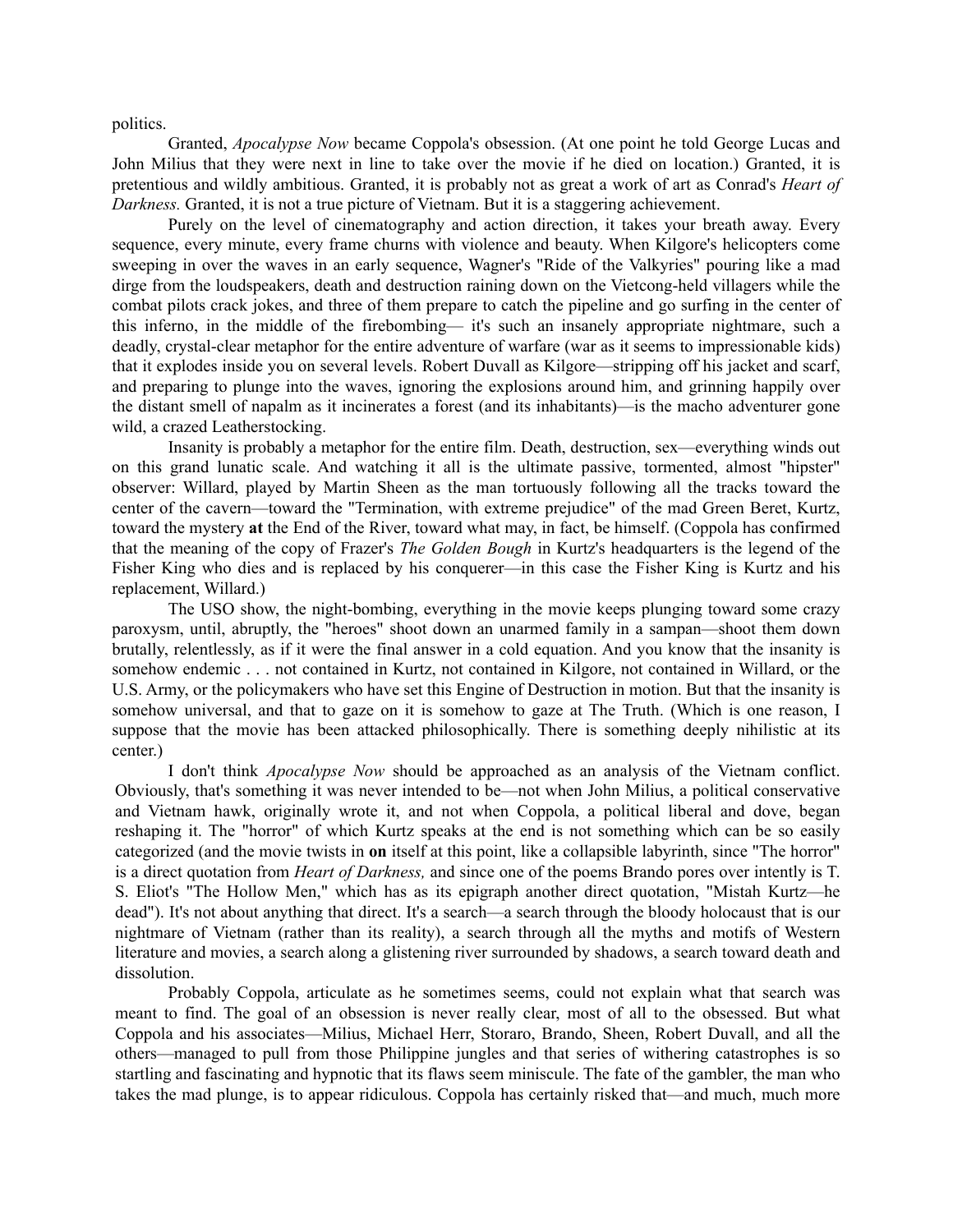politics.

Granted, *Apocalypse Now* became Coppola's obsession. (At one point he told George Lucas and John Milius that they were next in line to take over the movie if he died on location.) Granted, it is pretentious and wildly ambitious. Granted, it is probably not as great a work of art as Conrad's *Heart of Darkness.* Granted, it is not a true picture of Vietnam. But it is a staggering achievement.

Purely on the level of cinematography and action direction, it takes your breath away. Every sequence, every minute, every frame churns with violence and beauty. When Kilgore's helicopters come sweeping in over the waves in an early sequence, Wagner's "Ride of the Valkyries" pouring like a mad dirge from the loudspeakers, death and destruction raining down on the Vietcong-held villagers while the combat pilots crack jokes, and three of them prepare to catch the pipeline and go surfing in the center of this inferno, in the middle of the firebombing— it's such an insanely appropriate nightmare, such a deadly, crystal-clear metaphor for the entire adventure of warfare (war as it seems to impressionable kids) that it explodes inside you on several levels. Robert Duvall as Kilgore—stripping off his jacket and scarf, and preparing to plunge into the waves, ignoring the explosions around him, and grinning happily over the distant smell of napalm as it incinerates a forest (and its inhabitants)—is the macho adventurer gone wild, a crazed Leatherstocking.

Insanity is probably a metaphor for the entire film. Death, destruction, sex—everything winds out on this grand lunatic scale. And watching it all is the ultimate passive, tormented, almost "hipster" observer: Willard, played by Martin Sheen as the man tortuously following all the tracks toward the center of the cavern—toward the "Termination, with extreme prejudice" of the mad Green Beret, Kurtz, toward the mystery **at** the End of the River, toward what may, in fact, be himself. (Coppola has confirmed that the meaning of the copy of Frazer's *The Golden Bough* in Kurtz's headquarters is the legend of the Fisher King who dies and is replaced by his conqueror—in this case the Fisher King is Kurtz and his replacement, Willard.)

The USO show, the night-bombing, everything in the movie keeps plunging toward some crazy paroxysm, until, abruptly, the "heroes" shoot down an unarmed family in a sampan—shoot them down brutally, relentlessly, as if it were the final answer in a cold equation. And you know that the insanity is somehow endemic . . . not contained in Kurtz, not contained in Kilgore, not contained in Willard, or the U.S. Army, or the policymakers who have set this Engine of Destruction in motion. But that the insanity is somehow universal, and that to gaze on it is somehow to gaze at The Truth. (Which is one reason, I suppose that the movie has been attacked philosophically. There is something deeply nihilistic at its center.)

I don't think *Apocalypse Now* should be approached as an analysis of the Vietnam conflict. Obviously, that's something it was never intended to be—not when John Milius, a political conservative and Vietnam hawk, originally wrote it, and not when Coppola, a political liberal and dove, began reshaping it. The "horror" of which Kurtz speaks at the end is not something which can be so easily categorized (and the movie twists in **on** itself at this point, like a collapsible labyrinth, since "The horror" is a direct quotation from *Heart of Darkness,* and since one of the poems Brando pores over intently is T. S. Eliot's "The Hollow Men," which has as its epigraph another direct quotation, "Mistah Kurtz—he dead"). It's not about anything that direct. It's a search—a search through the bloody holocaust that is our nightmare of Vietnam (rather than its reality), a search through all the myths and motifs of Western literature and movies, a search along a glistening river surrounded by shadows, a search toward death and dissolution.

Probably Coppola, articulate as he sometimes seems, could not explain what that search was meant to find. The goal of an obsession is never really clear, most of all to the obsessed. But what Coppola and his associates—Milius, Michael Herr, Storaro, Brando, Sheen, Robert Duvall, and all the others—managed to pull from those Philippine jungles and that series of withering catastrophes is so startling and fascinating and hypnotic that its flaws seem miniscule. The fate of the gambler, the man who takes the mad plunge, is to appear ridiculous. Coppola has certainly risked that—and much, much more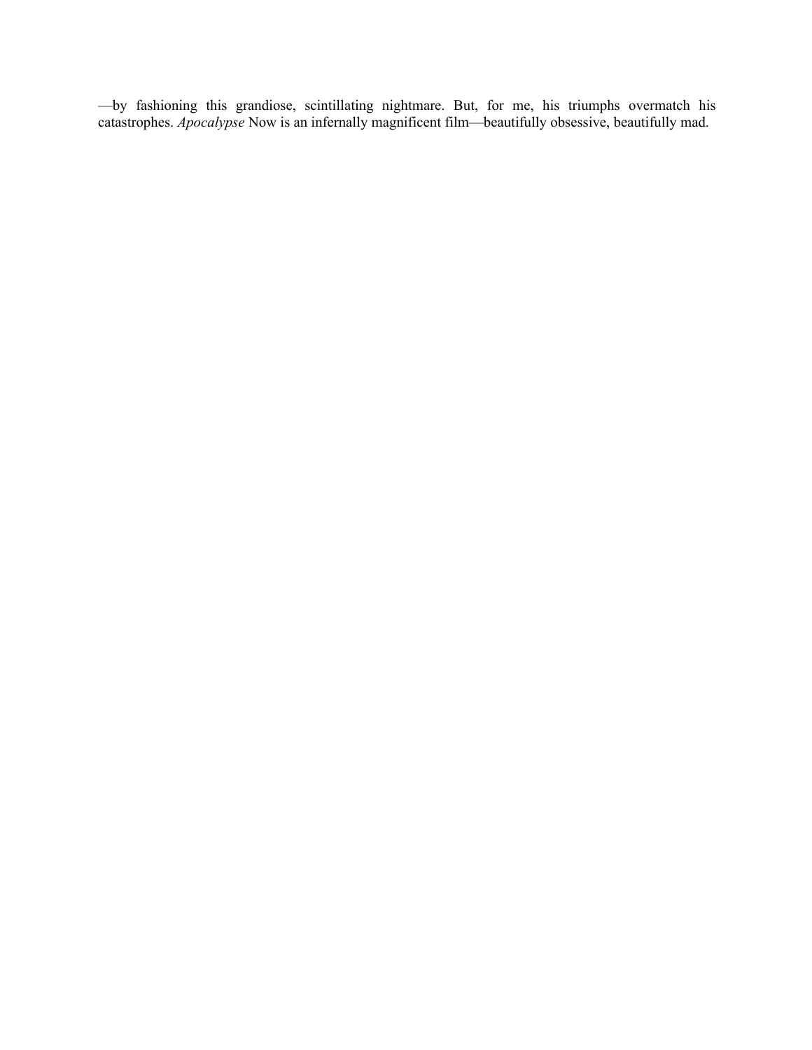—by fashioning this grandiose, scintillating nightmare. But, for me, his triumphs overmatch his catastrophes. *Apocalypse* Now is an infernally magnificent film—beautifully obsessive, beautifully mad.